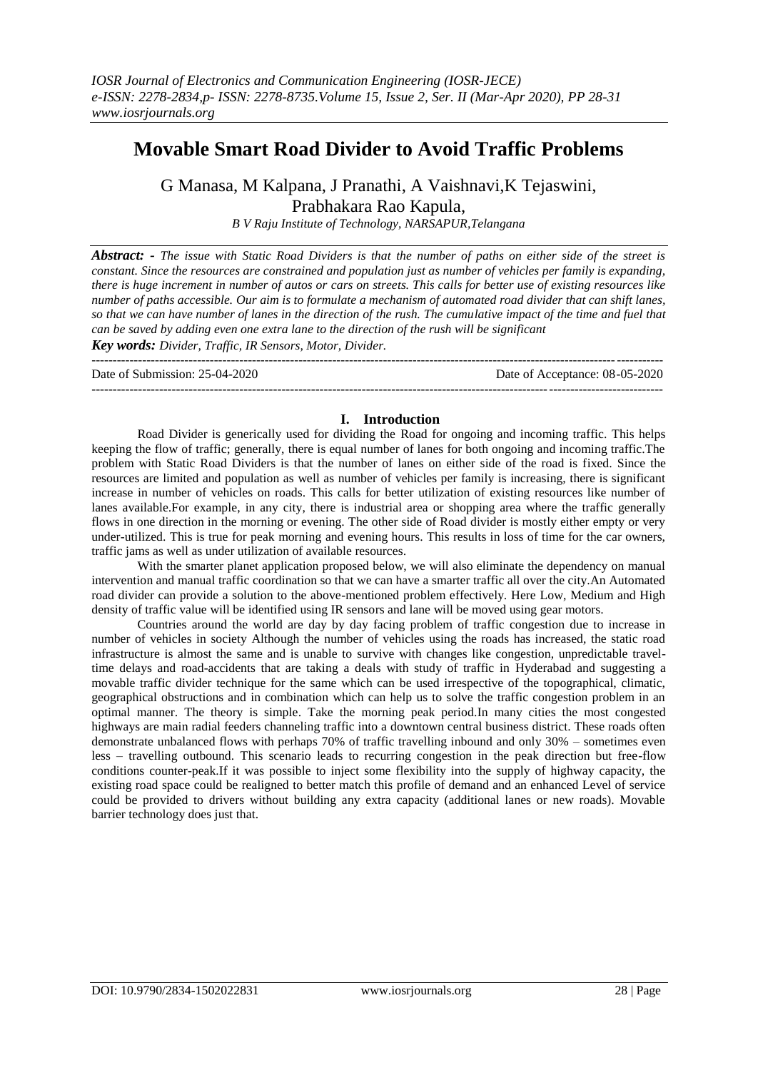# Movable Smart Road Divider to Avoid Traffic Problems

G Manasa, M Kalpana, J Pranathi, A Vaishnavi,K Tejaswini, Prabhakara Rao Kapula,

*B V Raju Institute of Technology, NARSAPUR,Telangana*

***Abstract: -*** *The issue with Static Road Dividers is that the number of paths on either side of the street is constant. Since the resources are constrained and population just as number of vehicles per family is expanding, there is huge increment in number of autos or cars on streets. This calls for better use of existing resources like number of paths accessible. Our aim is to formulate a mechanism of automated road divider that can shift lanes, so that we can have number of lanes in the direction of the rush. The cumulative impact of the time and fuel that can be saved by adding even one extra lane to the direction of the rush will be significant*

***Key words:*** *Divider, Traffic, IR Sensors, Motor, Divider.*

---

Date of Submission: 25-04-2020 Date of Acceptance: 08-05-2020

---

## I. Introduction

Road Divider is generically used for dividing the Road for ongoing and incoming traffic. This helps keeping the flow of traffic; generally, there is equal number of lanes for both ongoing and incoming traffic.The problem with Static Road Dividers is that the number of lanes on either side of the road is fixed. Since the resources are limited and population as well as number of vehicles per family is increasing, there is significant increase in number of vehicles on roads. This calls for better utilization of existing resources like number of lanes available.For example, in any city, there is industrial area or shopping area where the traffic generally flows in one direction in the morning or evening. The other side of Road divider is mostly either empty or very under-utilized. This is true for peak morning and evening hours. This results in loss of time for the car owners, traffic jams as well as under utilization of available resources.

With the smarter planet application proposed below, we will also eliminate the dependency on manual intervention and manual traffic coordination so that we can have a smarter traffic all over the city.An Automated road divider can provide a solution to the above-mentioned problem effectively. Here Low, Medium and High density of traffic value will be identified using IR sensors and lane will be moved using gear motors.

Countries around the world are day by day facing problem of traffic congestion due to increase in number of vehicles in society Although the number of vehicles using the roads has increased, the static road infrastructure is almost the same and is unable to survive with changes like congestion, unpredictable travel-time delays and road-accidents that are taking a deals with study of traffic in Hyderabad and suggesting a movable traffic divider technique for the same which can be used irrespective of the topographical, climatic, geographical obstructions and in combination which can help us to solve the traffic congestion problem in an optimal manner. The theory is simple. Take the morning peak period.In many cities the most congested highways are main radial feeders channeling traffic into a downtown central business district. These roads often demonstrate unbalanced flows with perhaps 70% of traffic travelling inbound and only 30% – sometimes even less – travelling outbound. This scenario leads to recurring congestion in the peak direction but free-flow conditions counter-peak.If it was possible to inject some flexibility into the supply of highway capacity, the existing road space could be realigned to better match this profile of demand and an enhanced Level of service could be provided to drivers without building any extra capacity (additional lanes or new roads). Movable barrier technology does just that.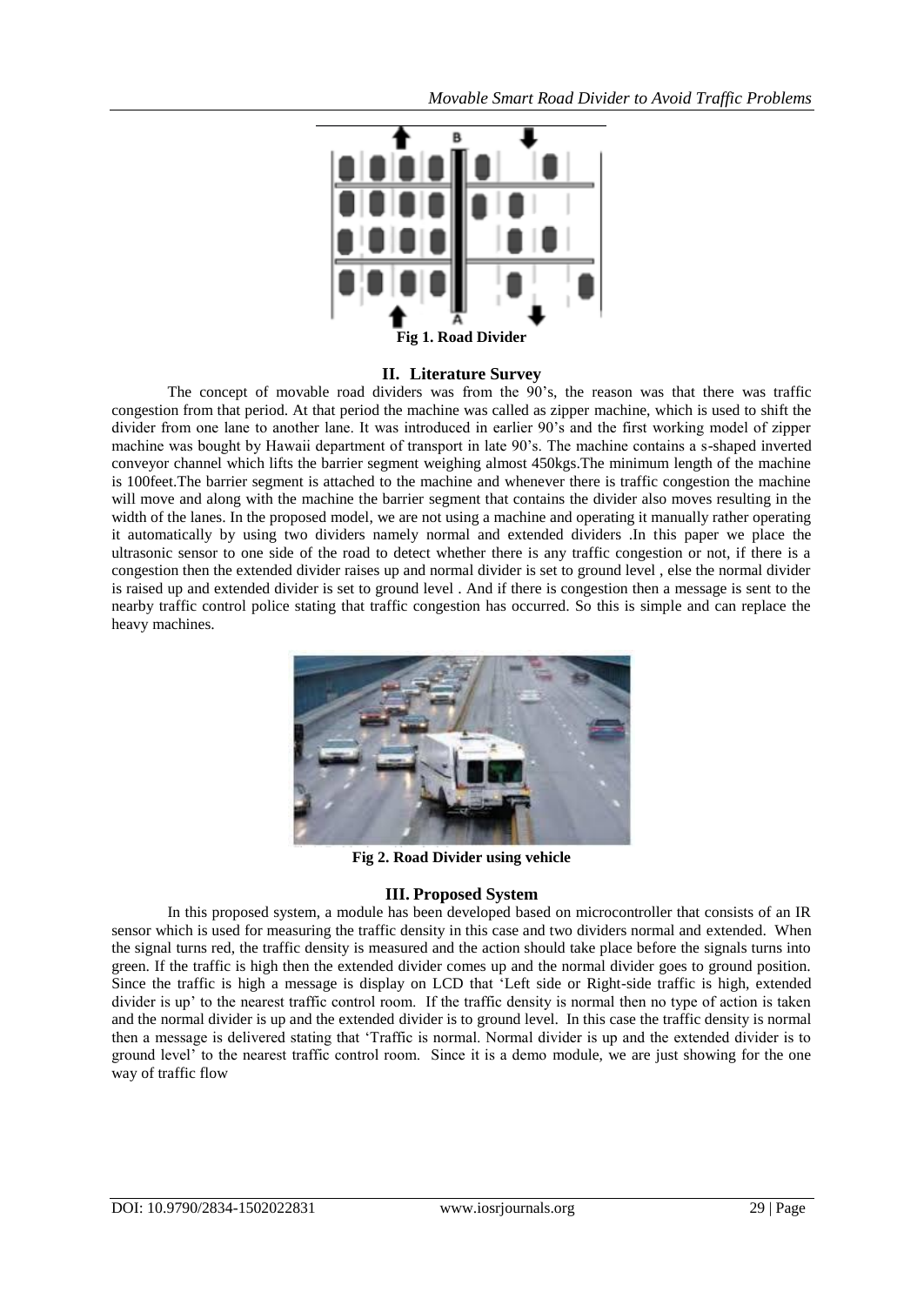Fig 1. Road Divider

## II. Literature Survey

The concept of movable road dividers was from the 90's, the reason was that there was traffic congestion from that period. At that period the machine was called as zipper machine, which is used to shift the divider from one lane to another lane. It was introduced in earlier 90's and the first working model of zipper machine was bought by Hawaii department of transport in late 90's. The machine contains a s-shaped inverted conveyor channel which lifts the barrier segment weighing almost 450kgs.The minimum length of the machine is 100feet.The barrier segment is attached to the machine and whenever there is traffic congestion the machine will move and along with the machine the barrier segment that contains the divider also moves resulting in the width of the lanes. In the proposed model, we are not using a machine and operating it manually rather operating it automatically by using two dividers namely normal and extended dividers .In this paper we place the ultrasonic sensor to one side of the road to detect whether there is any traffic congestion or not, if there is a congestion then the extended divider raises up and normal divider is set to ground level , else the normal divider is raised up and extended divider is set to ground level . And if there is congestion then a message is sent to the nearby traffic control police stating that traffic congestion has occurred. So this is simple and can replace the heavy machines.

Fig 2. Road Divider using vehicle

## III. Proposed System

In this proposed system, a module has been developed based on microcontroller that consists of an IR sensor which is used for measuring the traffic density in this case and two dividers normal and extended. When the signal turns red, the traffic density is measured and the action should take place before the signals turns into green. If the traffic is high then the extended divider comes up and the normal divider goes to ground position. Since the traffic is high a message is display on LCD that 'Left side or Right-side traffic is high, extended divider is up' to the nearest traffic control room. If the traffic density is normal then no type of action is taken and the normal divider is up and the extended divider is to ground level. In this case the traffic density is normal then a message is delivered stating that 'Traffic is normal. Normal divider is up and the extended divider is to ground level' to the nearest traffic control room. Since it is a demo module, we are just showing for the one way of traffic flow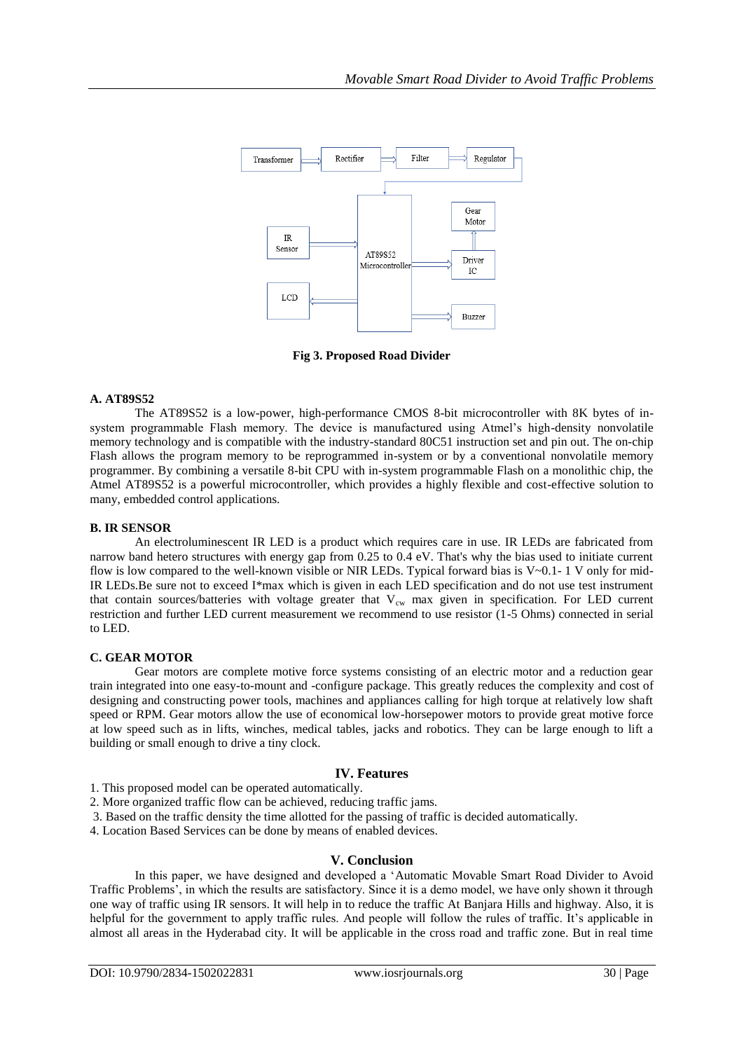Fig 3. Proposed Road Divider

### A. AT89S52

The AT89S52 is a low-power, high-performance CMOS 8-bit microcontroller with 8K bytes of in-system programmable Flash memory. The device is manufactured using Atmel's high-density nonvolatile memory technology and is compatible with the industry-standard 80C51 instruction set and pin out. The on-chip Flash allows the program memory to be reprogrammed in-system or by a conventional nonvolatile memory programmer. By combining a versatile 8-bit CPU with in-system programmable Flash on a monolithic chip, the Atmel AT89S52 is a powerful microcontroller, which provides a highly flexible and cost-effective solution to many, embedded control applications.

### B. IR SENSOR

An electroluminescent IR LED is a product which requires care in use. IR LEDs are fabricated from narrow band hetero structures with energy gap from 0.25 to 0.4 eV. That's why the bias used to initiate current flow is low compared to the well-known visible or NIR LEDs. Typical forward bias is V~0.1- 1 V only for mid-IR LEDs.Be sure not to exceed I*max which is given in each LED specification and do not use test instrument that contain sources/batteries with voltage greater that $V_{cw}$ max given in specification. For LED current restriction and further LED current measurement we recommend to use resistor (1-5 Ohms) connected in serial to LED.

### C. GEAR MOTOR

Gear motors are complete motive force systems consisting of an electric motor and a reduction gear train integrated into one easy-to-mount and -configure package. This greatly reduces the complexity and cost of designing and constructing power tools, machines and appliances calling for high torque at relatively low shaft speed or RPM. Gear motors allow the use of economical low-horsepower motors to provide great motive force at low speed such as in lifts, winches, medical tables, jacks and robotics. They can be large enough to lift a building or small enough to drive a tiny clock.

## IV. Features

1. This proposed model can be operated automatically.
2. More organized traffic flow can be achieved, reducing traffic jams.
3. Based on the traffic density the time allotted for the passing of traffic is decided automatically.
4. Location Based Services can be done by means of enabled devices.

## V. Conclusion

In this paper, we have designed and developed a 'Automatic Movable Smart Road Divider to Avoid Traffic Problems', in which the results are satisfactory. Since it is a demo model, we have only shown it through one way of traffic using IR sensors. It will help in to reduce the traffic At Banjara Hills and highway. Also, it is helpful for the government to apply traffic rules. And people will follow the rules of traffic. It's applicable in almost all areas in the Hyderabad city. It will be applicable in the cross road and traffic zone. But in real time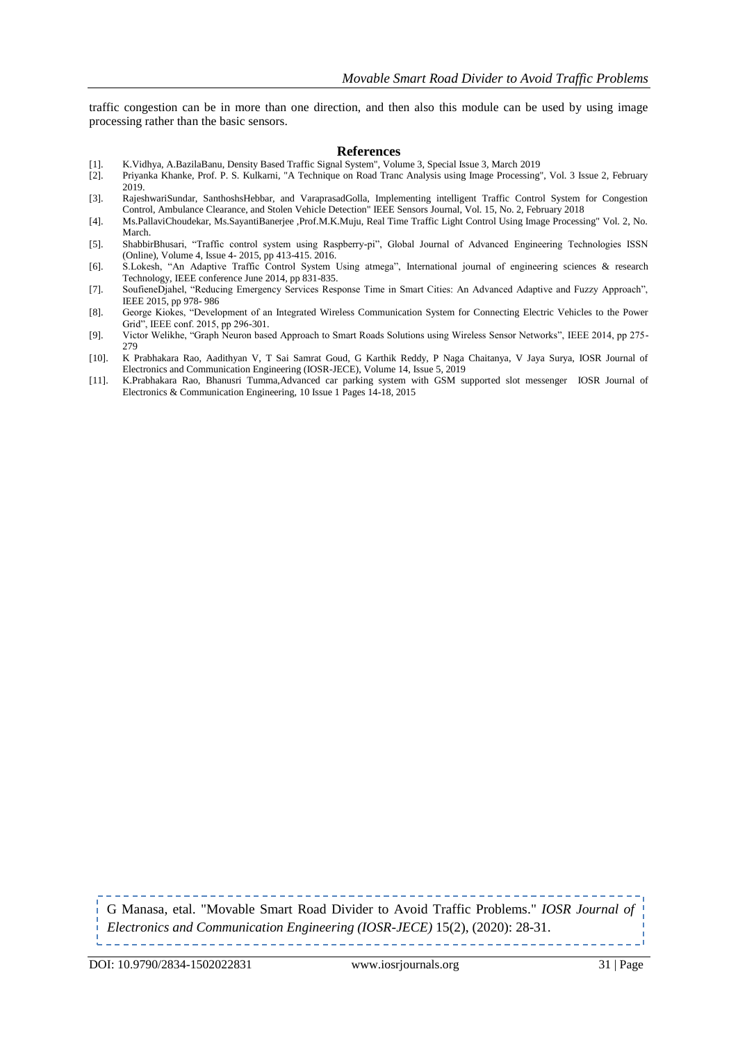traffic congestion can be in more than one direction, and then also this module can be used by using image processing rather than the basic sensors.

## References

[1]. K.Vidhya, A.BazilaBanu, Density Based Traffic Signal System", Volume 3, Special Issue 3, March 2019

[2]. Priyanka Khanke, Prof. P. S. Kulkarni, "A Technique on Road Tranc Analysis using Image Processing", Vol. 3 Issue 2, February 2019.

[3]. RajeshwariSundar, SanthoshsHebbar, and VaraprasadGolla, Implementing intelligent Traffic Control System for Congestion Control, Ambulance Clearance, and Stolen Vehicle Detection" IEEE Sensors Journal, Vol. 15, No. 2, February 2018

[4]. Ms.PallaviChoudekar, Ms.SayantiBanerjee ,Prof.M.K.Muju, Real Time Traffic Light Control Using Image Processing" Vol. 2, No. March.

[5]. ShabbirBhusari, "Traffic control system using Raspberry-pi", Global Journal of Advanced Engineering Technologies ISSN (Online), Volume 4, Issue 4- 2015, pp 413-415. 2016.

[6]. S.Lokesh, "An Adaptive Traffic Control System Using atmega", International journal of engineering sciences & research Technology, IEEE conference June 2014, pp 831-835.

[7]. SoufieneDjahel, "Reducing Emergency Services Response Time in Smart Cities: An Advanced Adaptive and Fuzzy Approach", IEEE 2015, pp 978- 986

[8]. George Kiokes, "Development of an Integrated Wireless Communication System for Connecting Electric Vehicles to the Power Grid", IEEE conf. 2015, pp 296-301.

[9]. Victor Welikhe, "Graph Neuron based Approach to Smart Roads Solutions using Wireless Sensor Networks", IEEE 2014, pp 275-279

[10]. K Prabhakara Rao, Aadithyan V, T Sai Samrat Goud, G Karthik Reddy, P Naga Chaitanya, V Jaya Surya, IOSR Journal of Electronics and Communication Engineering (IOSR-JECE), Volume 14, Issue 5, 2019

[11]. K.Prabhakara Rao, Bhanusri Tumma,Advanced car parking system with GSM supported slot messenger IOSR Journal of Electronics & Communication Engineering, 10 Issue 1 Pages 14-18, 2015

G Manasa, etal. "Movable Smart Road Divider to Avoid Traffic Problems." *IOSR Journal of Electronics and Communication Engineering (IOSR-JECE)* 15(2), (2020): 28-31.